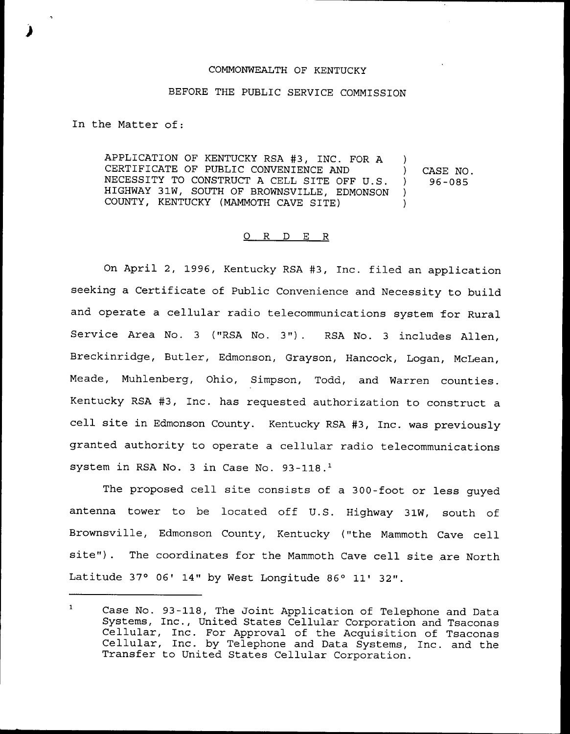COMMONWEALTH OF KENTUCKY

BEFORE THE PUBLIC SERVICE COMMISSION

In the Matter of:

APPLICATION OF KENTUCKY RSA #3, INC. FOR A CERTIFICATE OF PUBLIC CONVENIENCE AND NECESSITY TO CONSTRUCT A CELL SITE OFF U.S. HIGHWAY 31W, SOUTH OF BROWNSVILLE, EDMONSON COUNTY, KENTUCKY (MAMMOTH CAVE SITE) ) CASE NO. 96-085

O R D E R

On April 2, 1996, Kentucky RSA #3, Inc. filed an application seeking a Certificate of Public Convenience and Necessity to build and operate a cellular radio telecommunications system for Rural Service Area No. 3 ("RSA No. 3"). RSA No. 3 includes Allen, Breckinridge, Butler, Edmonson, Grayson, Hancock, Logan, McLean, Meade, Muhlenberg, Ohio, Simpson, Todd, and Warren counties. Kentucky RSA #3, Inc. has requested authorization to construct a cell site in Edmonson County. Kentucky RSA #3, Inc. was previously granted authority to operate a cellular radio telecommunications system in RSA No. 3 in Case No. 93-118.[1]

The proposed cell site consists of a 300-foot or less guyed antenna tower to be located off U.S. Highway 31W, south of Brownsville, Edmonson County, Kentucky ("the Mammoth Cave cell site"). The coordinates for the Mammoth Cave cell site are North Latitude 37° 06' 14" by West Longitude 86° 11' 32".

[1] Case No. 93-118, The Joint Application of Telephone and Data Systems, Inc., United States Cellular Corporation and Tsaconas Cellular, Inc. For Approval of the Acquisition of Tsaconas Cellular, Inc. by Telephone and Data Systems, Inc. and the Transfer to United States Cellular Corporation.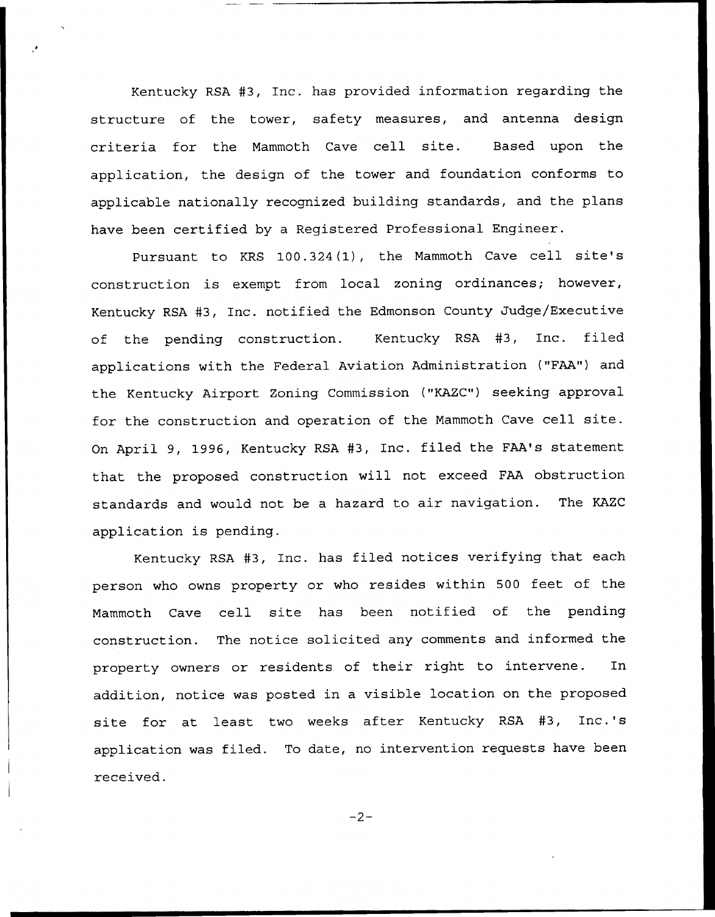Kentucky RSA #3, Inc. has provided information regarding the structure of the tower, safety measures, and antenna design criteria for the Mammoth Cave cell site. Based upon the application, the design of the tower and foundation conforms to applicable nationally recognized building standards, and the plans have been certified by a Registered Professional Engineer.

Pursuant to KRS 100.324(1), the Mammoth Cave cell site's construction is exempt from local zoning ordinances; however, Kentucky RSA #3, Inc. notified the Edmonson County Judge/Executive of the pending construction. Kentucky RSA #3, Inc. filed applications with the Federal Aviation Administration ("FAA") and the Kentucky Airport Zoning Commission ("KAZC") seeking approval for the construction and operation of the Mammoth Cave cell site. On April 9, 1996, Kentucky RSA #3, Inc. filed the FAA's statement that the proposed construction will not exceed FAA obstruction standards and would not be a hazard to air navigation. The KAZC application is pending.

Kentucky RSA #3, Inc. has filed notices verifying that each person who owns property or who resides within 500 feet of the Mammoth Cave cell site has been notified of the pending construction. The notice solicited any comments and informed the property owners or residents of their right to intervene. In addition, notice was posted in a visible location on the proposed site for at least two weeks after Kentucky RSA #3, Inc.'s application was filed. To date, no intervention requests have been received.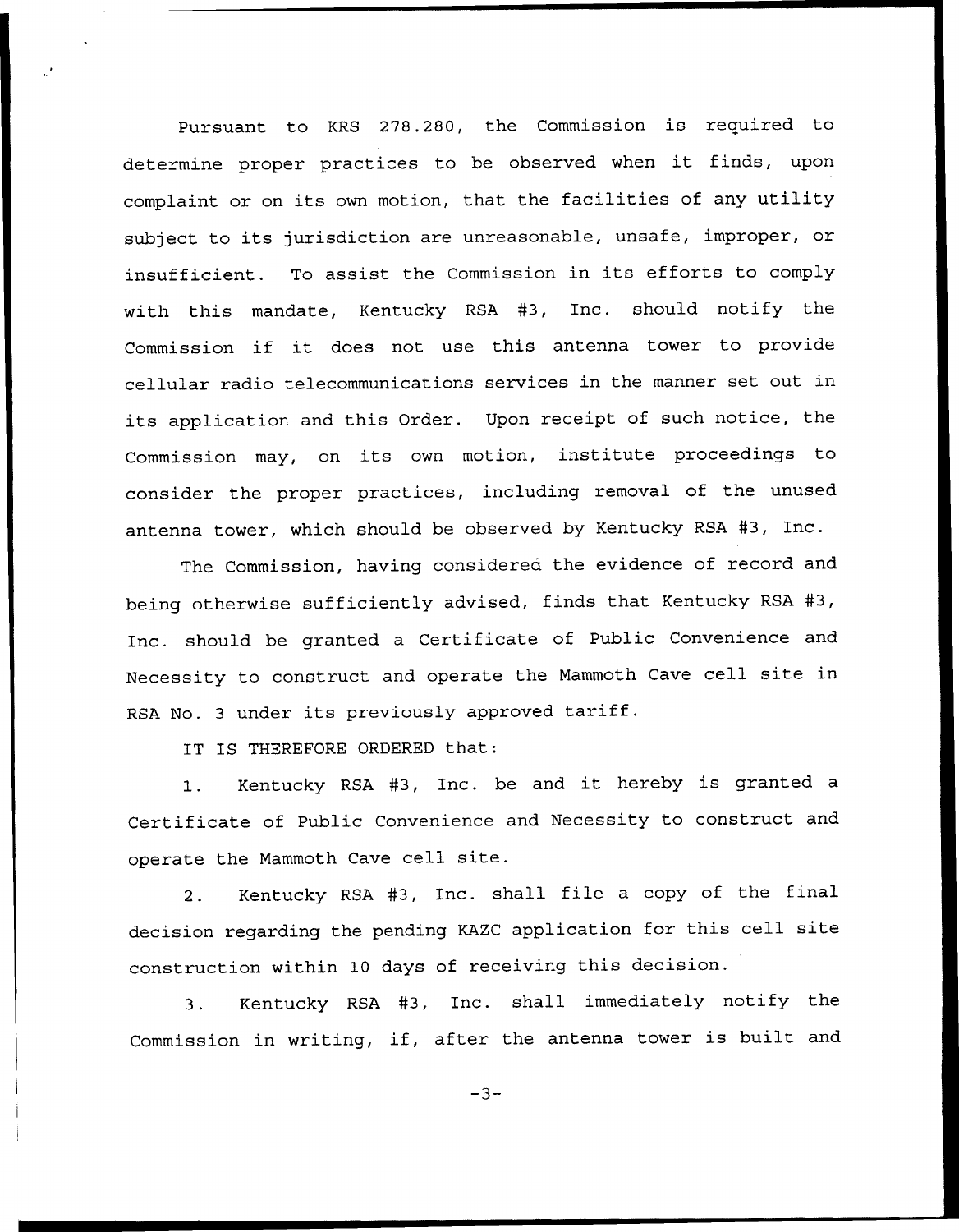Pursuant to KRS 278.280, the Commission is required to determine proper practices to be observed when it finds, upon complaint or on its own motion, that the facilities of any utility subject to its jurisdiction are unreasonable, unsafe, improper, or insufficient. To assist the Commission in its efforts to comply with this mandate, Kentucky RSA #3, Inc. should notify the Commission if it does not use this antenna tower to provide cellular radio telecommunications services in the manner set out in its application and this Order. Upon receipt of such notice, the Commission may, on its own motion, institute proceedings to consider the proper practices, including removal of the unused antenna tower, which should be observed by Kentucky RSA #3, Inc.

The Commission, having considered the evidence of record and being otherwise sufficiently advised, finds that Kentucky RSA #3, Inc. should be granted a Certificate of Public Convenience and Necessity to construct and operate the Mammoth Cave cell site in RSA No. 3 under its previously approved tariff.

IT IS THEREFORE ORDERED that:

1. Kentucky RSA #3, Inc. be and it hereby is granted a Certificate of Public Convenience and Necessity to construct and operate the Mammoth Cave cell site.

2. Kentucky RSA #3, Inc. shall file a copy of the final decision regarding the pending KAZC application for this cell site construction within 10 days of receiving this decision.

3. Kentucky RSA #3, Inc. shall immediately notify the Commission in writing, if, after the antenna tower is built and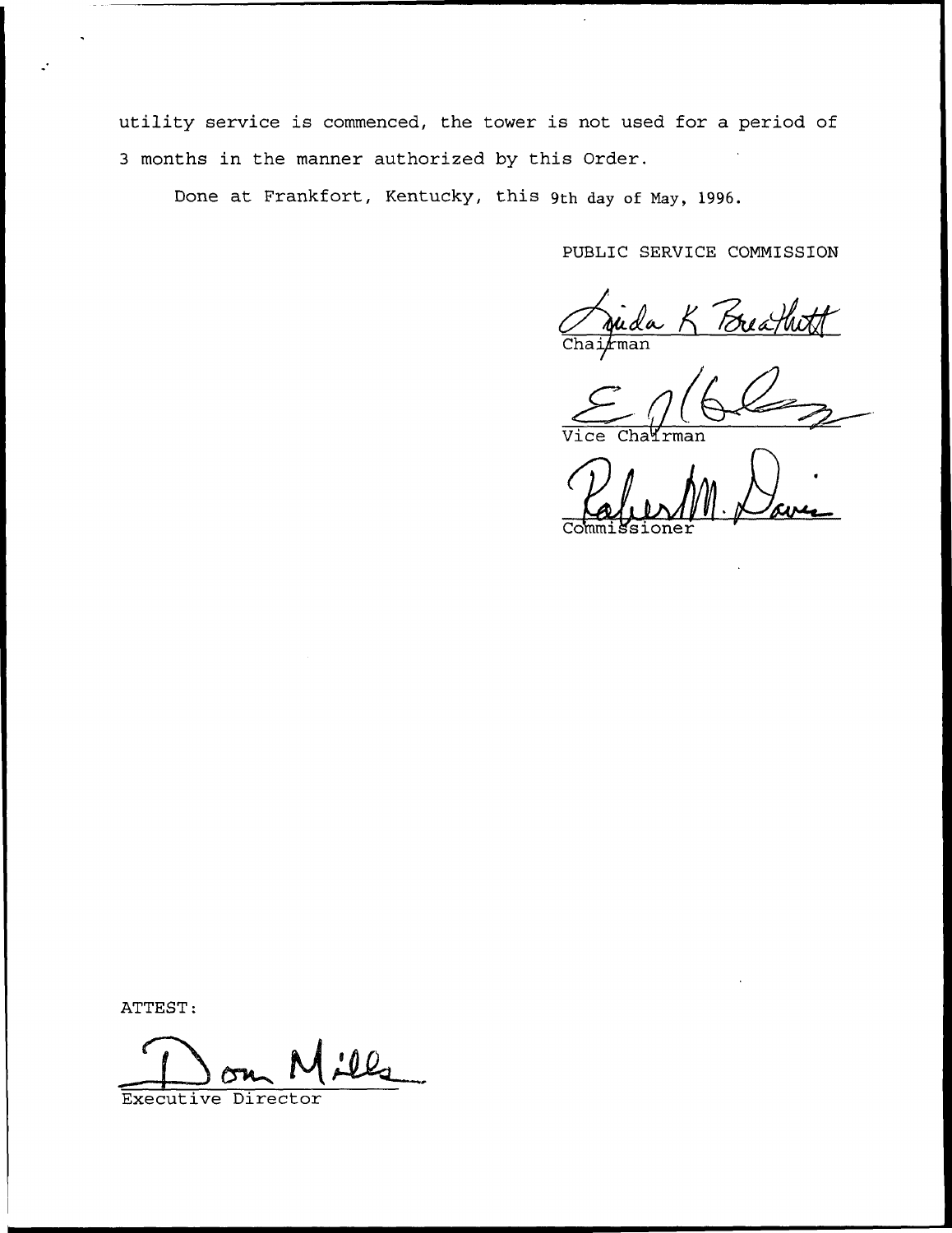utility service is commenced, the tower is not used for a period of 3 months in the manner authorized by this Order.

Done at Frankfort, Kentucky, this 9th day of May, 1996.

PUBLIC SERVICE COMMISSION

Chairman

Vice Chairman

Commissioner

ATTEST:

Executive Director